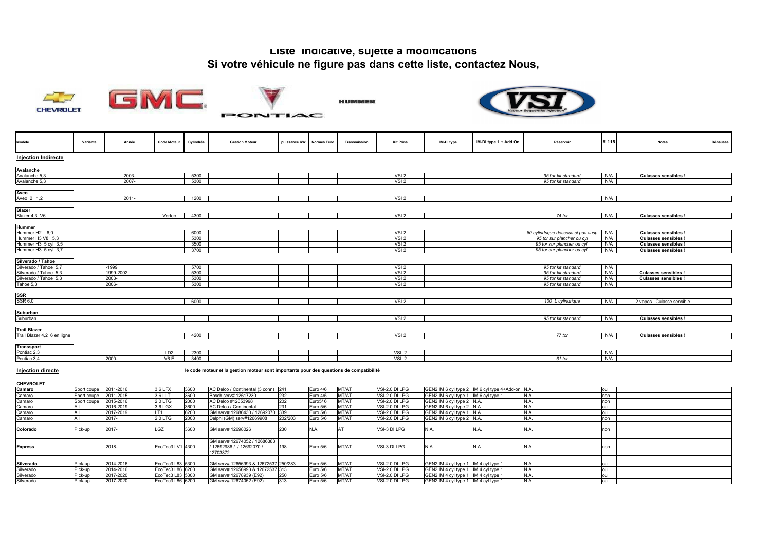# Liste indicative, sujette à modifications

## Si votre véhicule ne figure pas dans cette liste, contactez Nous,

| Modèle | Variante | Année | Code Moteur | Cylindrée | Gestion Moteur | puissance KW | Normes Euro | Transmission | Kit Prins | IM-DI type | IM-DI type 1 + Add On | Réservoir | R 115 | Notes | Réhausse |
|---|---|---|---|---|---|---|---|---|---|---|---|---|---|---|---|
| **Injection Indirecte** | | | | | | | | | | | | | | | |
| **Avalanche** | | | | | | | | | | | | | | | |
| Avalanche 5,3 | | 2003- | | 5300 | | | | | VSI 2 | | | *95 tor kit standard* | N/A | **Culasses sensibles !** | |
| Avalanche 5,3 | | 2007- | | 5300 | | | | | VSI 2 | | | *95 tor kit standard* | N/A | | |
| **Aveo** | | | | | | | | | | | | | | | |
| Aveo 2 1,2 | | 2011- | | 1200 | | | | | VSI 2 | | | | N/A | | |
| **Blazer** | | | | | | | | | | | | | | | |
| Blazer 4,3 V6 | | | Vortec | 4300 | | | | | VSI 2 | | | *74 tor* | N/A | **Culasses sensibles !** | |
| **Hummer** | | | | | | | | | | | | | | | |
| Hummer H2 6,0 | | | | 6000 | | | | | VSI 2 | | | *80 cylindrique dessous si pas susp* | N/A | **Culasses sensibles !** | |
| Hummer H3 V8 5,3 | | | | 5300 | | | | | VSI 2 | | | *95 tor sur plancher ou cyl* | N/A | **Culasses sensibles !** | |
| Hummer H3 5 cyl 3,5 | | | | 3500 | | | | | VSI 2 | | | *95 tor sur plancher ou cyl* | N/A | **Culasses sensibles !** | |
| Hummer H3 5 cyl 3,7 | | | | 3700 | | | | | VSI 2 | | | *95 tor sur plancher ou cyl* | N/A | **Culasses sensibles !** | |
| **Silverado / Tahoe** | | | | | | | | | | | | | | | |
| Silverado / Tahoe 5,7 | | -1999 | | 5700 | | | | | VSI 2 | | | *95 tor kit standard* | N/A | | |
| Silverado / Tahoe 5,3 | | 1999-2002 | | 5300 | | | | | VSI 2 | | | *95 tor kit standard* | N/A | **Culasses sensibles !** | |
| Silverado / Tahoe 5,3 | | 2003- | | 5300 | | | | | VSI 2 | | | *95 tor kit standard* | N/A | **Culasses sensibles !** | |
| Tahoe 5,3 | | 2006- | | 5300 | | | | | VSI 2 | | | *95 tor kit standard* | N/A | | |
| **SSR** | | | | | | | | | | | | | | | |
| SSR 6,0 | | | | 6000 | | | | | VSI 2 | | | *100 L cylindrique* | N/A | 2 vapos Culasse sensible | |
| **Suburban** | | | | | | | | | | | | | | | |
| Suburban | | | | | | | | | VSI 2 | | | *95 tor kit standard* | N/A | **Culasses sensibles !** | |
| **Trail Blazer** | | | | | | | | | | | | | | | |
| Trail Blazer 4,2 6 en ligne | | | | 4200 | | | | | VSI 2 | | | *77 tor* | N/A | **Culasses sensibles !** | |
| **Transsport** | | | | | | | | | | | | | | | |
| Pontiac 2,3 | | | LD2 | 2300 | | | | | VSI 2 | | | | N/A | | |
| Pontiac 3,4 | | 2000- | V6 E | 3400 | | | | | VSI 2 | | | *61 tor* | N/A | | |

**Injection directe**

le code moteur et la gestion moteur sont importants pour des questions de compatibilité

**CHEVROLET**

| Modèle | Variante | Année | Code Moteur | Cylindrée | Gestion Moteur | puissance KW | Normes Euro | Transmission | Kit Prins | IM-DI type | IM-DI type 1 + Add On | Réservoir | R 115 | Notes | Réhausse |
|---|---|---|---|---|---|---|---|---|---|---|---|---|---|---|---|
| **Camaro** | Sport coupe | 2011-2016 | 3.6 LFX | 3600 | AC Delco / Continental (3 conn) | 241 | Euro 4/6 | MT/AT | VSI-2.0 DI LPG | GEN2 IM 6 cyl type 2 | IM 6 cyl type 4+Add-on | N.A. | oui | | |
| Camaro | Sport coupe | 2011-2015 | 3.6 LLT | 3600 | Bosch serv# 12617230 | 232 | Euro 4/5 | MT/AT | VSI-2.0 DI LPG | GEN2 IM 6 cyl type 1 | IM 6 cyl type 1 | N.A. | non | | |
| Camaro | Sport coupe | 2015-2016 | 2.0 LTG | 2000 | AC Delco #12653998 | 202 | Euro5/ 6 | MT/AT | VSI-2.0 DI LPG | GEN2 IM 6 cyl type 2 | N.A. | N.A. | non | | |
| Camaro | All | 2016-2019 | 3.6 LGX | 3600 | AC Delco / Continental | 231 | Euro 5/6 | MT/AT | VSI-2.0 DI LPG | GEN2 IM 6 cyl type 2 | N.A. | N.A. | oui | | |
| Camaro | All | 2017-2019 | LT1 | 6200 | GM serv# 12686430 / 12692070 | 339 | Euro 5/6 | MT/AT | VSI-2.0 DI LPG | GEN2 IM 4 cyl type 1 | N.A. | N.A. | oui | | |
| Camaro | All | 2017- | 2.0 LTG | 2000 | Delphi (GM) serv#12669908 | 202/203 | Euro 5/6 | MT/AT | VSI-2.0 DI LPG | GEN2 IM 6 cyl type 2 | N.A. | N.A. | non | | |
| **Colorado** | Pick-up | 2017- | LGZ | 3600 | GM serv# 12698026 | 230 | N.A. | AT | VSI-3 DI LPG | N.A. | N.A. | N.A. | non | | |
| **Express** | | 2018- | EcoTec3 LV1 | 4300 | GM serv# 12674052 / 12686383 / 12692986 / / 12692070 / 12703872 | 198 | Euro 5/6 | MT/AT | VSI-3 DI LPG | N.A. | N.A. | N.A. | non | | |
| **Silverado** | Pick-up | 2014-2016 | EcoTec3 L83 | 5300 | GM serv# 12656993 & 12672537 | 250/283 | Euro 5/6 | MT/AT | VSI-2.0 DI LPG | GEN2 IM 4 cyl type 1 | IM 4 cyl type 1 | N.A. | oui | | |
| Silverado | Pick-up | 2014-2016 | EcoTec3 L86 | 6200 | GM serv# 12656993 & 12672537 | 313 | Euro 5/6 | MT/AT | VSI-2.0 DI LPG | GEN2 IM 4 cyl type 1 | IM 4 cyl type 1 | N.A. | oui | | |
| Silverado | Pick-up | 2017-2020 | EcoTec3 L83 | 5300 | GM serv# 12678939 (E92) | 250 | Euro 5/6 | MT/AT | VSI-2.0 DI LPG | GEN2 IM 4 cyl type 1 | IM 4 cyl type 1 | N.A. | oui | | |
| Silverado | Pick-up | 2017-2020 | EcoTec3 L86 | 6200 | GM serv# 12674052 (E92) | 313 | Euro 5/6 | MT/AT | VSI-2.0 DI LPG | GEN2 IM 4 cyl type 1 | IM 4 cyl type 1 | N.A. | oui | | |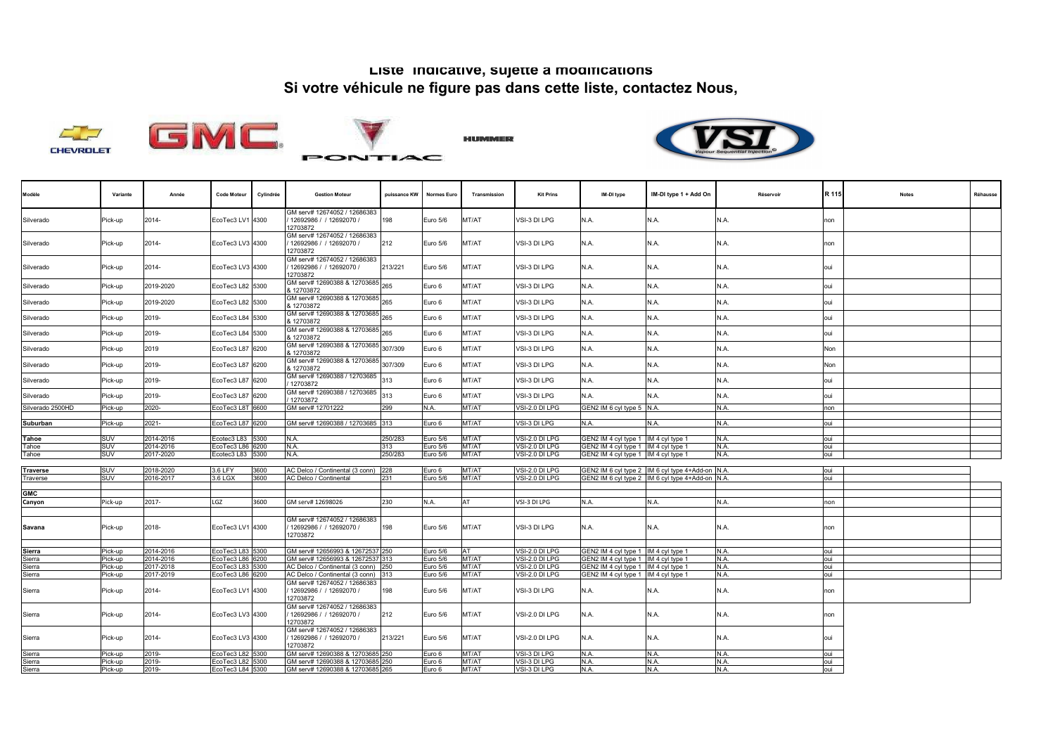**Liste indicative, sujette à modifications**
**Si votre véhicule ne figure pas dans cette liste, contactez Nous,**

CHEVROLET GMC PONTIAC HUMMER VSI

| Modèle | Variante | Année | Code Moteur | Cylindrée | Gestion Moteur | puissance KW | Normes Euro | Transmission | Kit Prins | IM-DI type | IM-DI type 1 + Add On | Réservoir | R 115 | Notes | Réhausse |
|---|---|---|---|---|---|---|---|---|---|---|---|---|---|---|---|
| Silverado | Pick-up | 2014- | EcoTec3 LV1 | 4300 | GM serv# 12674052 / 12686383 / 12692986 / / 12692070 / 12703872 | 198 | Euro 5/6 | MT/AT | VSI-3 DI LPG | N.A. | N.A. | N.A. | non | | |
| Silverado | Pick-up | 2014- | EcoTec3 LV3 | 4300 | GM serv# 12674052 / 12686383 / 12692986 / / 12692070 / 12703872 | 212 | Euro 5/6 | MT/AT | VSI-3 DI LPG | N.A. | N.A. | N.A. | non | | |
| Silverado | Pick-up | 2014- | EcoTec3 LV3 | 4300 | GM serv# 12674052 / 12686383 / 12692986 / / 12692070 / 12703872 | 213/221 | Euro 5/6 | MT/AT | VSI-3 DI LPG | N.A. | N.A. | N.A. | oui | | |
| Silverado | Pick-up | 2019-2020 | EcoTec3 L82 | 5300 | GM serv# 12690388 & 12703685 & 12703872 | 265 | Euro 6 | MT/AT | VSI-3 DI LPG | N.A. | N.A. | N.A. | oui | | |
| Silverado | Pick-up | 2019-2020 | EcoTec3 L82 | 5300 | GM serv# 12690388 & 12703685 & 12703872 | 265 | Euro 6 | MT/AT | VSI-3 DI LPG | N.A. | N.A. | N.A. | oui | | |
| Silverado | Pick-up | 2019- | EcoTec3 L84 | 5300 | GM serv# 12690388 & 12703685 & 12703872 | 265 | Euro 6 | MT/AT | VSI-3 DI LPG | N.A. | N.A. | N.A. | oui | | |
| Silverado | Pick-up | 2019- | EcoTec3 L84 | 5300 | GM serv# 12690388 & 12703685 & 12703872 | 265 | Euro 6 | MT/AT | VSI-3 DI LPG | N.A. | N.A. | N.A. | oui | | |
| Silverado | Pick-up | 2019 | EcoTec3 L87 | 6200 | GM serv# 12690388 & 12703685 & 12703872 | 307/309 | Euro 6 | MT/AT | VSI-3 DI LPG | N.A. | N.A. | N.A. | Non | | |
| Silverado | Pick-up | 2019- | EcoTec3 L87 | 6200 | GM serv# 12690388 & 12703685 & 12703872 | 307/309 | Euro 6 | MT/AT | VSI-3 DI LPG | N.A. | N.A. | N.A. | Non | | |
| Silverado | Pick-up | 2019- | EcoTec3 L87 | 6200 | GM serv# 12690388 / 12703685 / 12703872 | 313 | Euro 6 | MT/AT | VSI-3 DI LPG | N.A. | N.A. | N.A. | oui | | |
| Silverado | Pick-up | 2019- | EcoTec3 L87 | 6200 | GM serv# 12690388 / 12703685 / 12703872 | 313 | Euro 6 | MT/AT | VSI-3 DI LPG | N.A. | N.A. | N.A. | oui | | |
| Silverado 2500HD | Pick-up | 2020- | EcoTec3 L8T | 6600 | GM serv# 12701222 | 299 | N.A. | MT/AT | VSI-2.0 DI LPG | GEN2 IM 6 cyl type 5 | N.A. | N.A. | non | | |
| | | | | | | | | | | | | | | | |
| **Suburban** | Pick-up | 2021- | EcoTec3 L87 | 6200 | GM serv# 12690388 / 12703685 | 313 | Euro 6 | MT/AT | VSI-3 DI LPG | N.A. | N.A. | N.A. | oui | | |
| | | | | | | | | | | | | | | | |
| **Tahoe** | SUV | 2014-2016 | Ecotec3 L83 | 5300 | N.A. | 250/283 | Euro 5/6 | MT/AT | VSI-2.0 DI LPG | GEN2 IM 4 cyl type 1 | IM 4 cyl type 1 | N.A. | oui | | |
| Tahoe | SUV | 2014-2016 | EcoTec3 L86 | 6200 | N.A. | 313 | Euro 5/6 | MT/AT | VSI-2.0 DI LPG | GEN2 IM 4 cyl type 1 | IM 4 cyl type 1 | N.A. | oui | | |
| Tahoe | SUV | 2017-2020 | Ecotec3 L83 | 5300 | N.A. | 250/283 | Euro 5/6 | MT/AT | VSI-2.0 DI LPG | GEN2 IM 4 cyl type 1 | IM 4 cyl type 1 | N.A. | oui | | |
| | | | | | | | | | | | | | | | |
| **Traverse** | SUV | 2018-2020 | 3.6 LFY | 3600 | AC Delco / Continental (3 conn) | 228 | Euro 6 | MT/AT | VSI-2.0 DI LPG | GEN2 IM 6 cyl type 2 | IM 6 cyl type 4+Add-on | N.A. | oui | | |
| Traverse | SUV | 2016-2017 | 3.6 LGX | 3600 | AC Delco / Continental | 231 | Euro 5/6 | MT/AT | VSI-2.0 DI LPG | GEN2 IM 6 cyl type 2 | IM 6 cyl type 4+Add-on | N.A. | oui | | |
| | | | | | | | | | | | | | | | |
| **GMC** | | | | | | | | | | | | | | | |
| **Canyon** | Pick-up | 2017- | LGZ | 3600 | GM serv# 12698026 | 230 | N.A. | AT | VSI-3 DI LPG | N.A. | N.A. | N.A. | non | | |
| | | | | | | | | | | | | | | | |
| **Savana** | Pick-up | 2018- | EcoTec3 LV1 | 4300 | GM serv# 12674052 / 12686383 / 12692986 / / 12692070 / 12703872 | 198 | Euro 5/6 | MT/AT | VSI-3 DI LPG | N.A. | N.A. | N.A. | non | | |
| | | | | | | | | | | | | | | | |
| **Sierra** | Pick-up | 2014-2016 | EcoTec3 L83 | 5300 | GM serv# 12656993 & 12672537 | 250 | Euro 5/6 | AT | VSI-2.0 DI LPG | GEN2 IM 4 cyl type 1 | IM 4 cyl type 1 | N.A. | oui | | |
| Sierra | Pick-up | 2014-2016 | EcoTec3 L86 | 6200 | GM serv# 12656993 & 12672537 | 313 | Euro 5/6 | MT/AT | VSI-2.0 DI LPG | GEN2 IM 4 cyl type 1 | IM 4 cyl type 1 | N.A. | oui | | |
| Sierra | Pick-up | 2017-2018 | EcoTec3 L83 | 5300 | AC Delco / Continental (3 conn) | 250 | Euro 5/6 | MT/AT | VSI-2.0 DI LPG | GEN2 IM 4 cyl type 1 | IM 4 cyl type 1 | N.A. | oui | | |
| Sierra | Pick-up | 2017-2019 | EcoTec3 L86 | 6200 | AC Delco / Continental (3 conn) | 313 | Euro 5/6 | MT/AT | VSI-2.0 DI LPG | GEN2 IM 4 cyl type 1 | IM 4 cyl type 1 | N.A. | oui | | |
| Sierra | Pick-up | 2014- | EcoTec3 LV1 | 4300 | GM serv# 12674052 / 12686383 / 12692986 / / 12692070 / 12703872 | 198 | Euro 5/6 | MT/AT | VSI-3 DI LPG | N.A. | N.A. | N.A. | non | | |
| Sierra | Pick-up | 2014- | EcoTec3 LV3 | 4300 | GM serv# 12674052 / 12686383 / 12692986 / / 12692070 / 12703872 | 212 | Euro 5/6 | MT/AT | VSI-2.0 DI LPG | N.A. | N.A. | N.A. | non | | |
| Sierra | Pick-up | 2014- | EcoTec3 LV3 | 4300 | GM serv# 12674052 / 12686383 / 12692986 / / 12692070 / 12703872 | 213/221 | Euro 5/6 | MT/AT | VSI-2.0 DI LPG | N.A. | N.A. | N.A. | oui | | |
| Sierra | Pick-up | 2019- | EcoTec3 L82 | 5300 | GM serv# 12690388 & 12703685 | 250 | Euro 6 | MT/AT | VSI-3 DI LPG | N.A. | N.A. | N.A. | oui | | |
| Sierra | Pick-up | 2019- | EcoTec3 L82 | 5300 | GM serv# 12690388 & 12703685 | 250 | Euro 6 | MT/AT | VSI-3 DI LPG | N.A. | N.A. | N.A. | oui | | |
| Sierra | Pick-up | 2019- | EcoTec3 L84 | 5300 | GM serv# 12690388 & 12703685 | 265 | Euro 6 | MT/AT | VSI-3 DI LPG | N.A. | N.A. | N.A. | oui | | |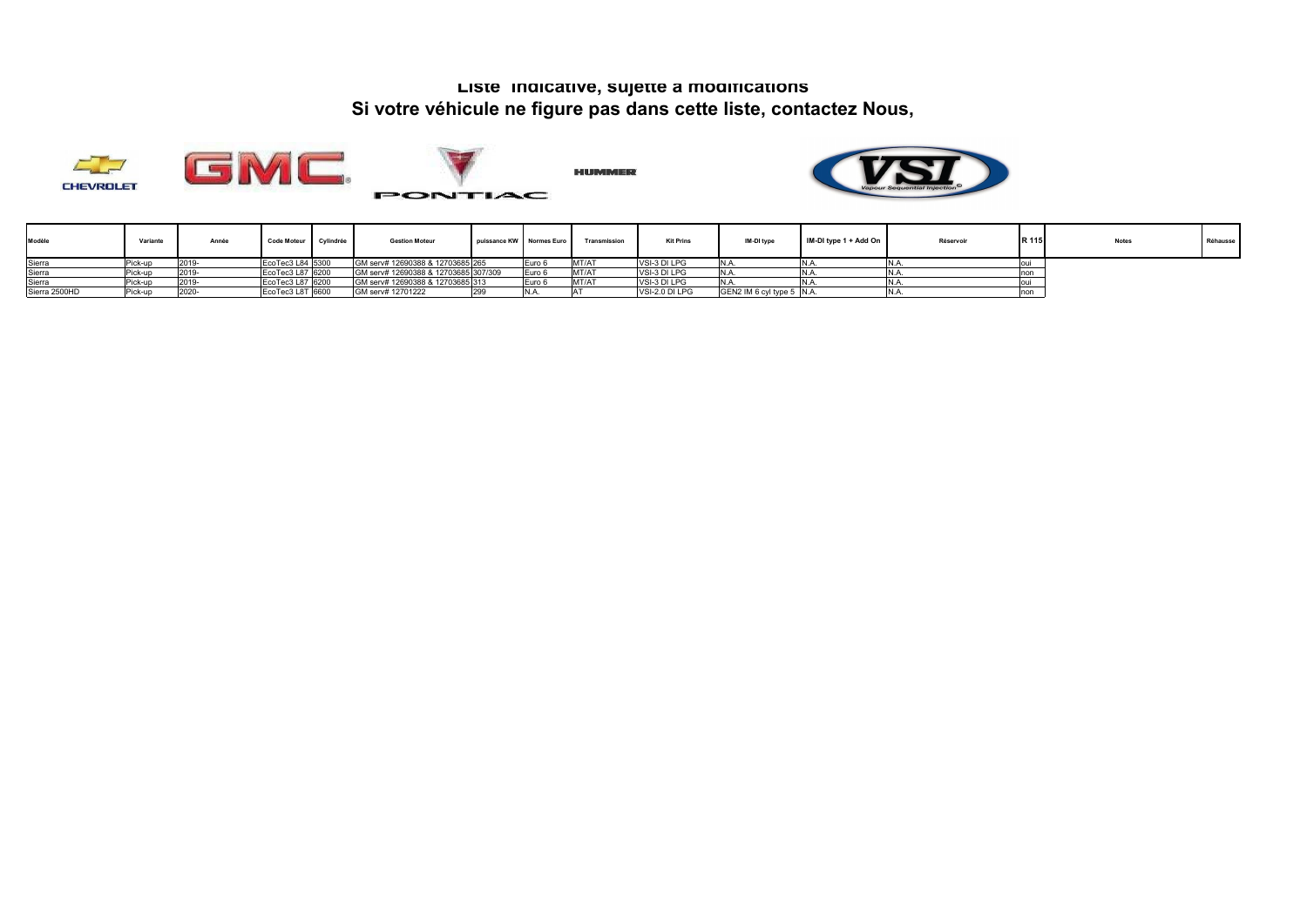**Liste indicative, sujette à modifications**
**Si votre véhicule ne figure pas dans cette liste, contactez Nous,**

| Modèle | Variante | Année | Code Moteur | Cylindrée | Gestion Moteur | puissance KW | Normes Euro | Transmission | Kit Prins | IM-DI type | IM-DI type 1 + Add On | Réservoir | R 115 | Notes | Réhausse |
|---|---|---|---|---|---|---|---|---|---|---|---|---|---|---|---|
| Sierra | Pick-up | 2019- | EcoTec3 L84 | 5300 | GM serv# 12690388 & 12703685 | 265 | Euro 6 | MT/AT | VSI-3 DI LPG | N.A. | N.A. | N.A. | oui | | |
| Sierra | Pick-up | 2019- | EcoTec3 L87 | 6200 | GM serv# 12690388 & 12703685 | 307/309 | Euro 6 | MT/AT | VSI-3 DI LPG | N.A. | N.A. | N.A. | non | | |
| Sierra | Pick-up | 2019- | EcoTec3 L87 | 6200 | GM serv# 12690388 & 12703685 | 313 | Euro 6 | MT/AT | VSI-3 DI LPG | N.A. | N.A. | N.A. | oui | | |
| Sierra 2500HD | Pick-up | 2020- | EcoTec3 L8T | 6600 | GM serv# 12701222 | 299 | N.A. | AT | VSI-2.0 DI LPG | GEN2 IM 6 cyl type 5 | N.A. | N.A. | non | | |